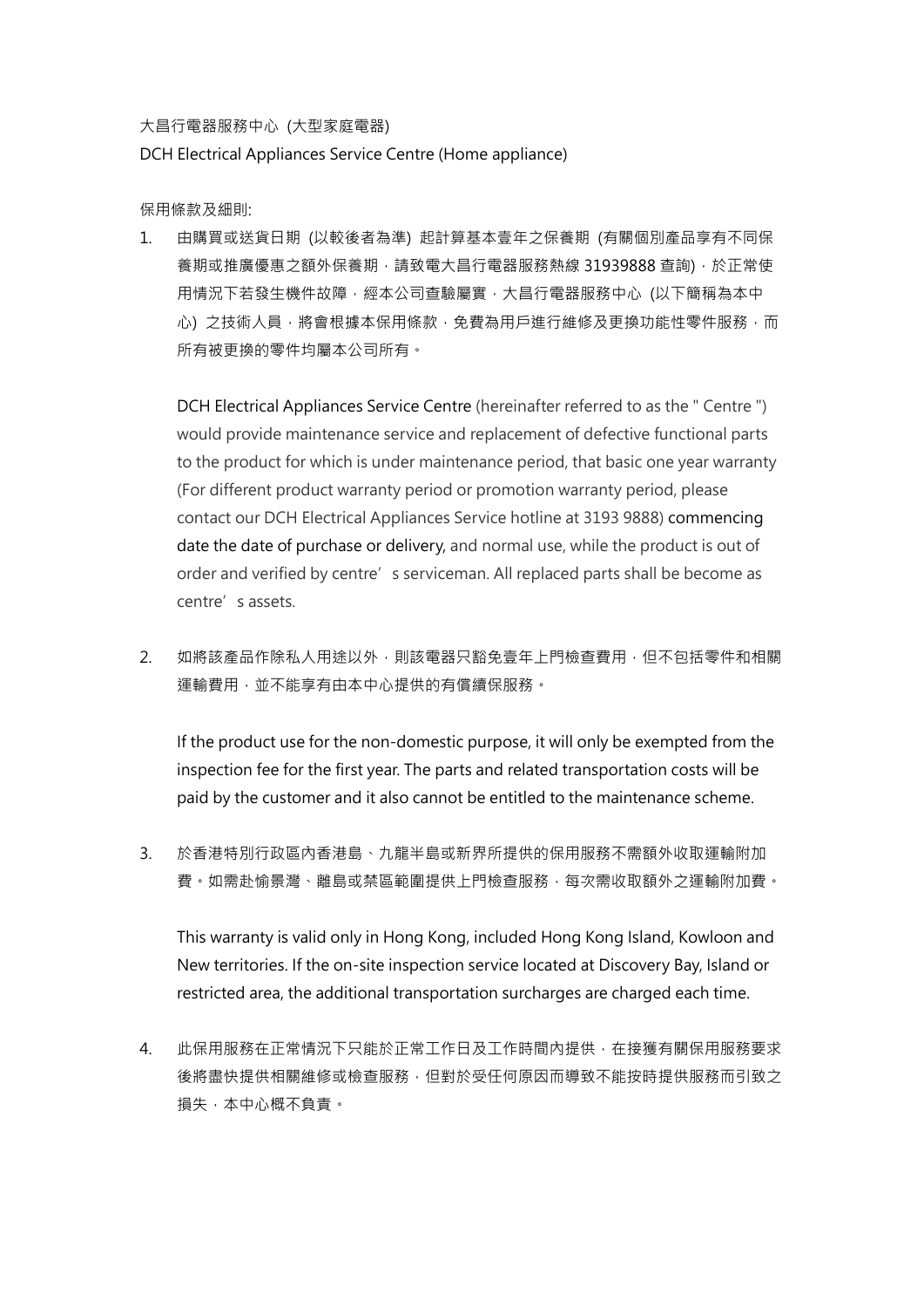大昌行電器服務中心 (大型家庭電器)

DCH Electrical Appliances Service Centre (Home appliance)

保用條款及細則:

1. 由購買或送貨日期 (以較後者為準) 起計算基本壹年之保養期 (有關個別產品享有不同保養期或推廣優惠之額外保養期，請致電大昌行電器服務熱線 31939888 查詢)，於正常使用情況下若發生機件故障，經本公司查驗屬實，大昌行電器服務中心 (以下簡稱為本中心) 之技術人員，將會根據本保用條款，免費為用戶進行維修及更換功能性零件服務，而所有被更換的零件均屬本公司所有。

   DCH Electrical Appliances Service Centre (hereinafter referred to as the " Centre ") would provide maintenance service and replacement of defective functional parts to the product for which is under maintenance period, that basic one year warranty (For different product warranty period or promotion warranty period, please contact our DCH Electrical Appliances Service hotline at 3193 9888) commencing date the date of purchase or delivery, and normal use, while the product is out of order and verified by centre's serviceman. All replaced parts shall be become as centre's assets.

2. 如將該產品作除私人用途以外，則該電器只豁免壹年上門檢查費用，但不包括零件和相關運輸費用，並不能享有由本中心提供的有償續保服務。

   If the product use for the non-domestic purpose, it will only be exempted from the inspection fee for the first year. The parts and related transportation costs will be paid by the customer and it also cannot be entitled to the maintenance scheme.

3. 於香港特別行政區內香港島、九龍半島或新界所提供的保用服務不需額外收取運輸附加費。如需赴愉景灣、離島或禁區範圍提供上門檢查服務，每次需收取額外之運輸附加費。

   This warranty is valid only in Hong Kong, included Hong Kong Island, Kowloon and New territories. If the on-site inspection service located at Discovery Bay, Island or restricted area, the additional transportation surcharges are charged each time.

4. 此保用服務在正常情況下只能於正常工作日及工作時間內提供，在接獲有關保用服務要求後將盡快提供相關維修或檢查服務，但對於受任何原因而導致不能按時提供服務而引致之損失，本中心概不負責。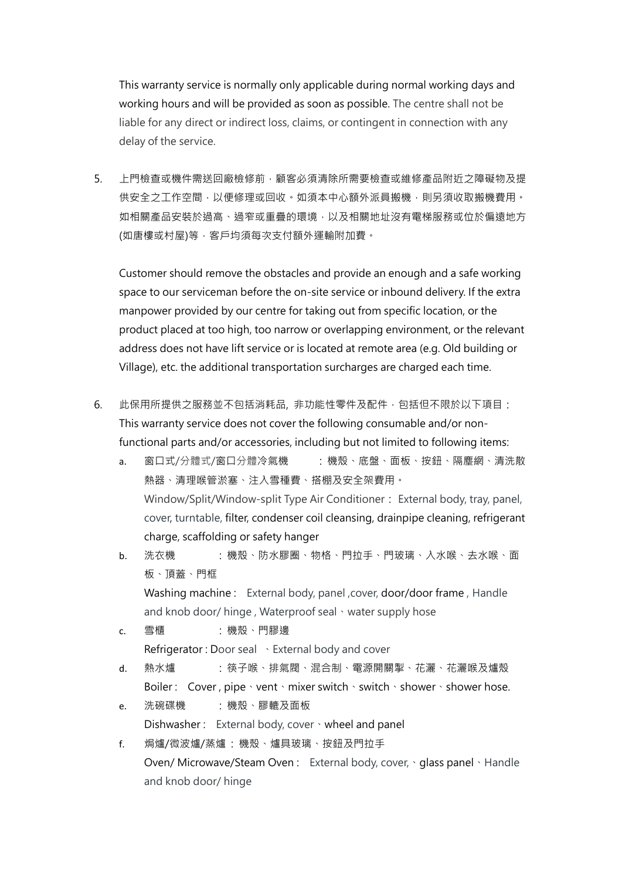This warranty service is normally only applicable during normal working days and working hours and will be provided as soon as possible. The centre shall not be liable for any direct or indirect loss, claims, or contingent in connection with any delay of the service.

5. 上門檢查或機件需送回廠檢修前，顧客必須清除所需要檢查或維修產品附近之障礙物及提供安全之工作空間，以便修理或回收。如須本中心額外派員搬機，則另須收取搬機費用。如相關產品安裝於過高、過窄或重疊的環境，以及相關地址沒有電梯服務或位於偏遠地方(如唐樓或村屋)等，客戶均須每次支付額外運輸附加費。

   Customer should remove the obstacles and provide an enough and a safe working space to our serviceman before the on-site service or inbound delivery. If the extra manpower provided by our centre for taking out from specific location, or the product placed at too high, too narrow or overlapping environment, or the relevant address does not have lift service or is located at remote area (e.g. Old building or Village), etc. the additional transportation surcharges are charged each time.

6. 此保用所提供之服務並不包括消耗品, 非功能性零件及配件，包括但不限於以下項目：
   This warranty service does not cover the following consumable and/or non-functional parts and/or accessories, including but not limited to following items:

   a. 窗口式/分體式/窗口分體冷氣機 ：機殼、底盤、面板、按鈕、隔塵網、清洗散熱器、清理喉管淤塞、注入雪種費、搭棚及安全架費用。
      Window/Split/Window-split Type Air Conditioner： External body, tray, panel, cover, turntable, filter, condenser coil cleansing, drainpipe cleaning, refrigerant charge, scaffolding or safety hanger
   b. 洗衣機 ：機殼、防水膠圈、物格、門拉手、門玻璃、入水喉、去水喉、面板、頂蓋、門框
      Washing machine : External body, panel ,cover, door/door frame , Handle and knob door/ hinge , Waterproof seal、water supply hose
   c. 雪櫃 ：機殼、門膠邊
      Refrigerator : Door seal 、External body and cover
   d. 熱水爐 ：筷子喉、排氣閥、混合制、電源開關掣、花灑、花灑喉及爐殼
      Boiler : Cover , pipe、vent、mixer switch、switch、shower、shower hose.
   e. 洗碗碟機 ：機殼、膠轆及面板
      Dishwasher : External body, cover、wheel and panel
   f. 焗爐/微波爐/蒸爐 ：機殼、爐具玻璃、按鈕及門拉手
      Oven/ Microwave/Steam Oven : External body, cover,、glass panel、Handle and knob door/ hinge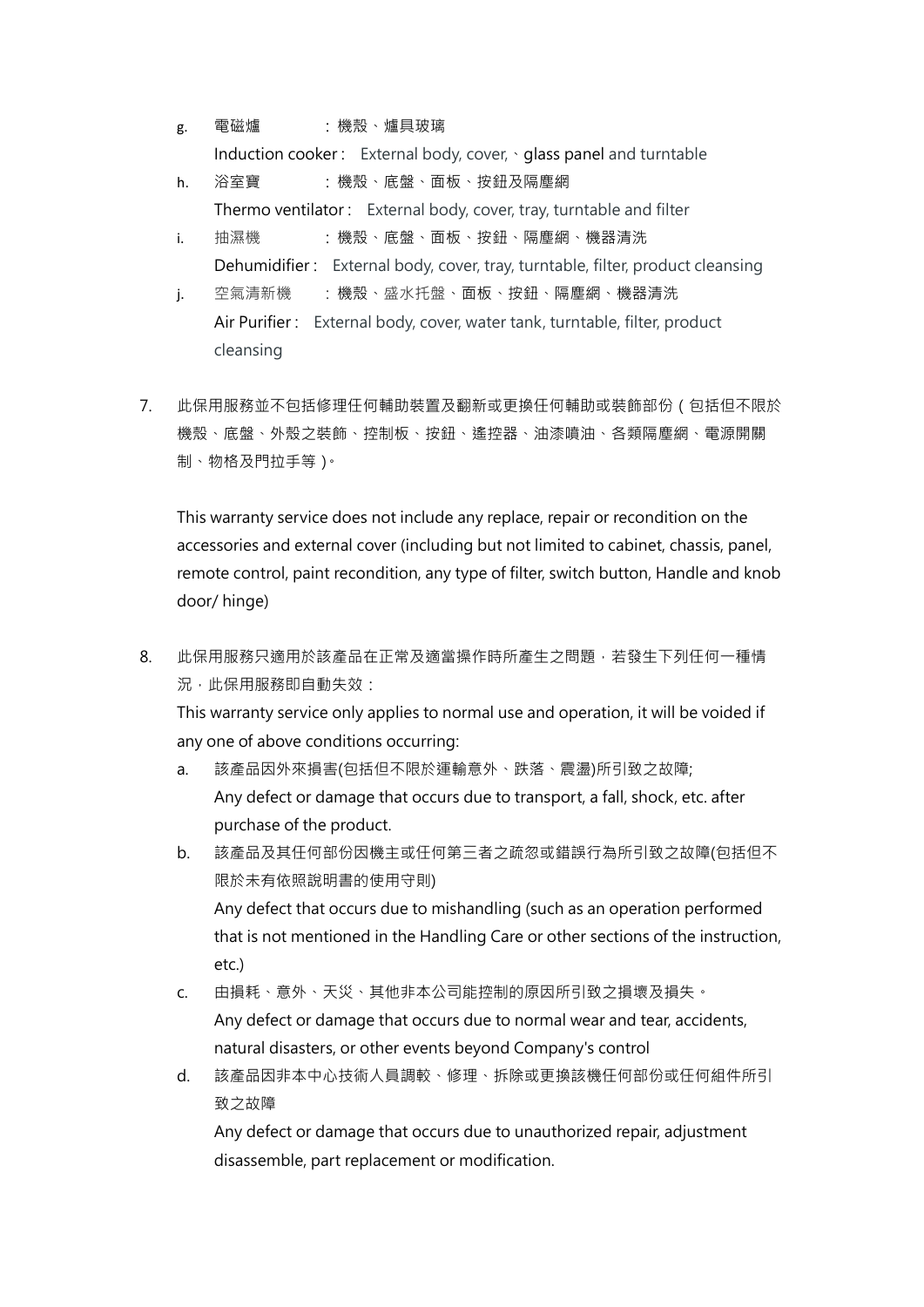g. 電磁爐　　　：機殼、爐具玻璃
   Induction cooker :　External body, cover,、**glass panel** and turntable

h. 浴室寶　　　：機殼、底盤、面板、按鈕及隔塵網
   Thermo ventilator :　External body, cover, tray, turntable and filter

i. 抽濕機　　　：機殼、底盤、面板、按鈕、隔塵網、機器清洗
   Dehumidifier :　External body, cover, tray, turntable, filter, product cleansing

j. 空氣清新機　：機殼、盛水托盤、面板、按鈕、隔塵網、機器清洗
   Air Purifier :　External body, cover, water tank, turntable, filter, product cleansing

7. 此保用服務並不包括修理任何輔助裝置及翻新或更換任何輔助或裝飾部份（包括但不限於機殼、底盤、外殼之裝飾、控制板、按鈕、遙控器、油漆噴油、各類隔塵網、電源開關制、物格及門拉手等）。

   This warranty service does not include any replace, repair or recondition on the accessories and external cover (including but not limited to cabinet, chassis, panel, remote control, paint recondition, any type of filter, switch button, Handle and knob door/ hinge)

8. 此保用服務只適用於該產品在正常及適當操作時所產生之問題，若發生下列任何一種情況，此保用服務即自動失效：
   This warranty service only applies to normal use and operation, it will be voided if any one of above conditions occurring:

   a. 該產品因外來損害(包括但不限於運輸意外、跌落、震盪)所引致之故障;
      Any defect or damage that occurs due to transport, a fall, shock, etc. after purchase of the product.

   b. 該產品及其任何部份因機主或任何第三者之疏忽或錯誤行為所引致之故障(包括但不限於未有依照說明書的使用守則)
      Any defect that occurs due to mishandling (such as an operation performed that is not mentioned in the Handling Care or other sections of the instruction, etc.)

   c. 由損耗、意外、天災、其他非本公司能控制的原因所引致之損壞及損失。
      Any defect or damage that occurs due to normal wear and tear, accidents, natural disasters, or other events beyond Company's control

   d. 該產品因非本中心技術人員調較、修理、拆除或更換該機任何部份或任何組件所引致之故障
      Any defect or damage that occurs due to unauthorized repair, adjustment disassemble, part replacement or modification.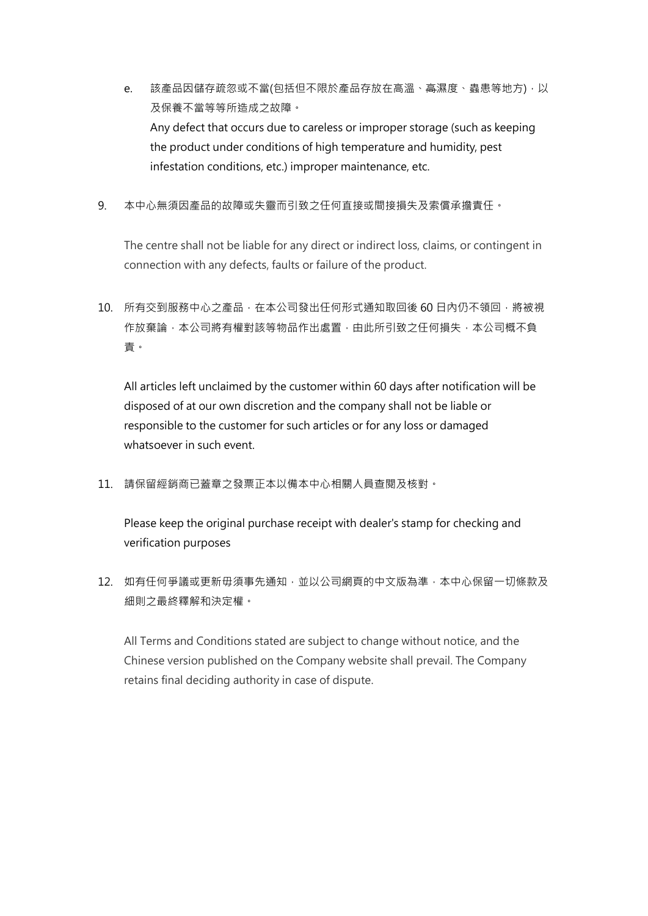e. 該產品因儲存疏忽或不當(包括但不限於產品存放在高溫、高濕度、蟲患等地方)，以及保養不當等等所造成之故障。

   Any defect that occurs due to careless or improper storage (such as keeping the product under conditions of high temperature and humidity, pest infestation conditions, etc.) improper maintenance, etc.

9. 本中心無須因產品的故障或失靈而引致之任何直接或間接損失及索償承擔責任。

   The centre shall not be liable for any direct or indirect loss, claims, or contingent in connection with any defects, faults or failure of the product.

10. 所有交到服務中心之產品，在本公司發出任何形式通知取回後 60 日內仍不領回，將被視作放棄論，本公司將有權對該等物品作出處置，由此所引致之任何損失，本公司概不負責。

    All articles left unclaimed by the customer within 60 days after notification will be disposed of at our own discretion and the company shall not be liable or responsible to the customer for such articles or for any loss or damaged whatsoever in such event.

11. 請保留經銷商已蓋章之發票正本以備本中心相關人員查閱及核對。

    Please keep the original purchase receipt with dealer's stamp for checking and verification purposes

12. 如有任何爭議或更新毋須事先通知，並以公司網頁的中文版為準，本中心保留一切條款及細則之最終釋解和決定權。

    All Terms and Conditions stated are subject to change without notice, and the Chinese version published on the Company website shall prevail. The Company retains final deciding authority in case of dispute.